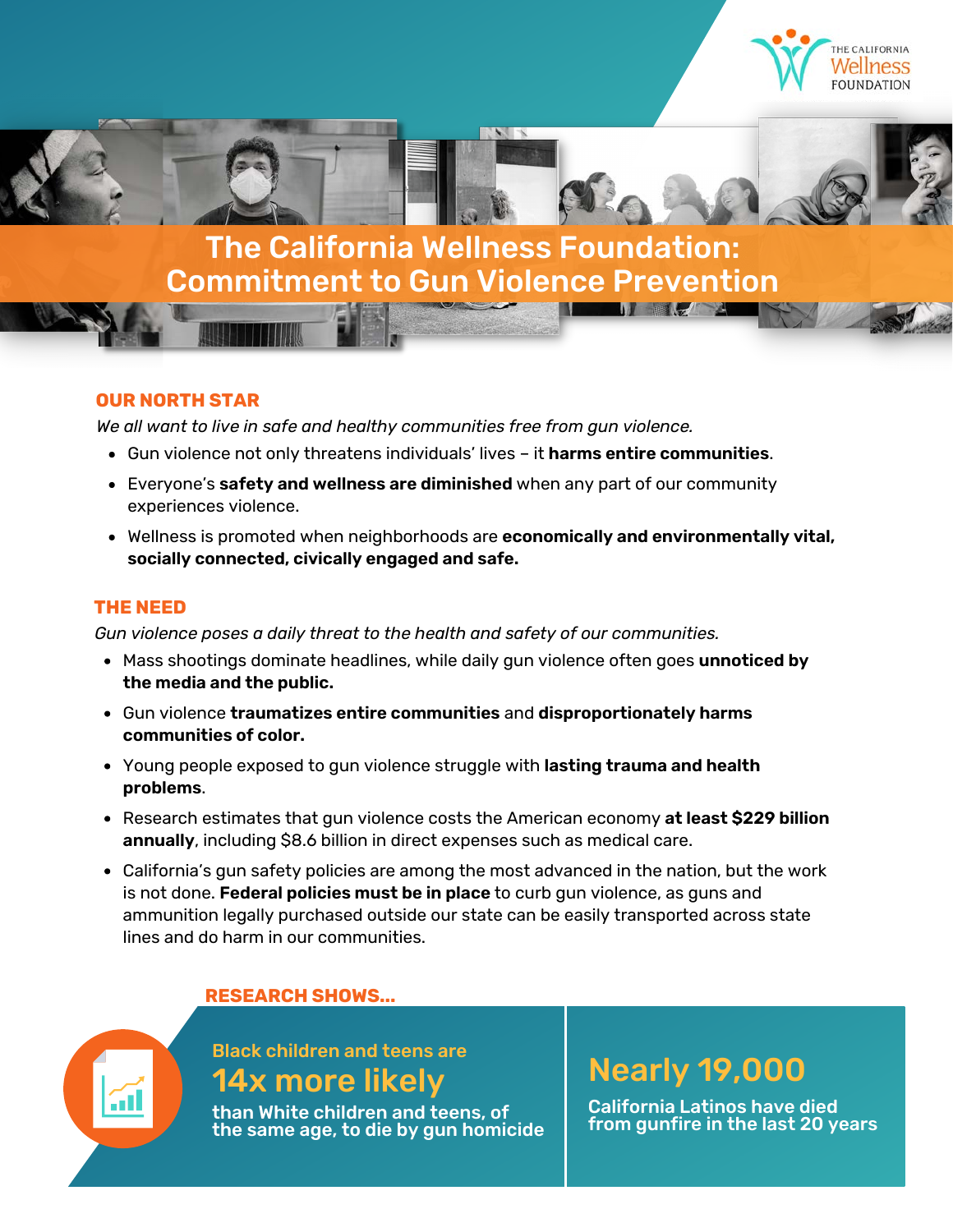THE CALIFORNIA Wellness FOUNDATION

# The California Wellness Foundation: Commitment to Gun Violence Prevention

## OUR NORTH STAR

*We all want to live in safe and healthy communities free from gun violence.*

- Gun violence not only threatens individuals' lives – it **harms entire communities**.
- Everyone's **safety and wellness are diminished** when any part of our community experiences violence.
- Wellness is promoted when neighborhoods are **economically and environmentally vital, socially connected, civically engaged and safe.**

## THE NEED

*Gun violence poses a daily threat to the health and safety of our communities.*

- Mass shootings dominate headlines, while daily gun violence often goes **unnoticed by the media and the public.**
- Gun violence **traumatizes entire communities** and **disproportionately harms communities of color.**
- Young people exposed to gun violence struggle with **lasting trauma and health problems**.
- Research estimates that gun violence costs the American economy **at least $229 billion annually**, including $8.6 billion in direct expenses such as medical care.
- California's gun safety policies are among the most advanced in the nation, but the work is not done. **Federal policies must be in place** to curb gun violence, as guns and ammunition legally purchased outside our state can be easily transported across state lines and do harm in our communities.

## RESEARCH SHOWS...

Black children and teens are
**14x more likely**
than White children and teens, of the same age, to die by gun homicide

**Nearly 19,000**
California Latinos have died from gunfire in the last 20 years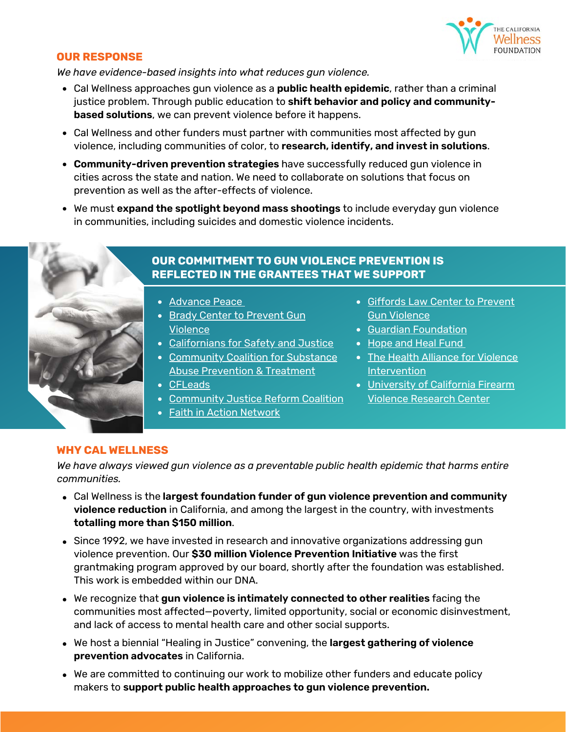## OUR RESPONSE

*We have evidence-based insights into what reduces gun violence.*

- Cal Wellness approaches gun violence as a **public health epidemic**, rather than a criminal justice problem. Through public education to **shift behavior and policy and community-based solutions**, we can prevent violence before it happens.
- Cal Wellness and other funders must partner with communities most affected by gun violence, including communities of color, to **research, identify, and invest in solutions**.
- **Community-driven prevention strategies** have successfully reduced gun violence in cities across the state and nation. We need to collaborate on solutions that focus on prevention as well as the after-effects of violence.
- We must **expand the spotlight beyond mass shootings** to include everyday gun violence in communities, including suicides and domestic violence incidents.

## OUR COMMITMENT TO GUN VIOLENCE PREVENTION IS REFLECTED IN THE GRANTEES THAT WE SUPPORT

- Advance Peace
- Brady Center to Prevent Gun Violence
- Californians for Safety and Justice
- Community Coalition for Substance Abuse Prevention & Treatment
- CFLeads
- Community Justice Reform Coalition
- Faith in Action Network
- Giffords Law Center to Prevent Gun Violence
- Guardian Foundation
- Hope and Heal Fund
- The Health Alliance for Violence Intervention
- University of California Firearm Violence Research Center

## WHY CAL WELLNESS

*We have always viewed gun violence as a preventable public health epidemic that harms entire communities.*

- Cal Wellness is the **largest foundation funder of gun violence prevention and community violence reduction** in California, and among the largest in the country, with investments **totalling more than $150 million**.
- Since 1992, we have invested in research and innovative organizations addressing gun violence prevention. Our **$30 million Violence Prevention Initiative** was the first grantmaking program approved by our board, shortly after the foundation was established. This work is embedded within our DNA.
- We recognize that **gun violence is intimately connected to other realities** facing the communities most affected—poverty, limited opportunity, social or economic disinvestment, and lack of access to mental health care and other social supports.
- We host a biennial "Healing in Justice" convening, the **largest gathering of violence prevention advocates** in California.
- We are committed to continuing our work to mobilize other funders and educate policy makers to **support public health approaches to gun violence prevention.**